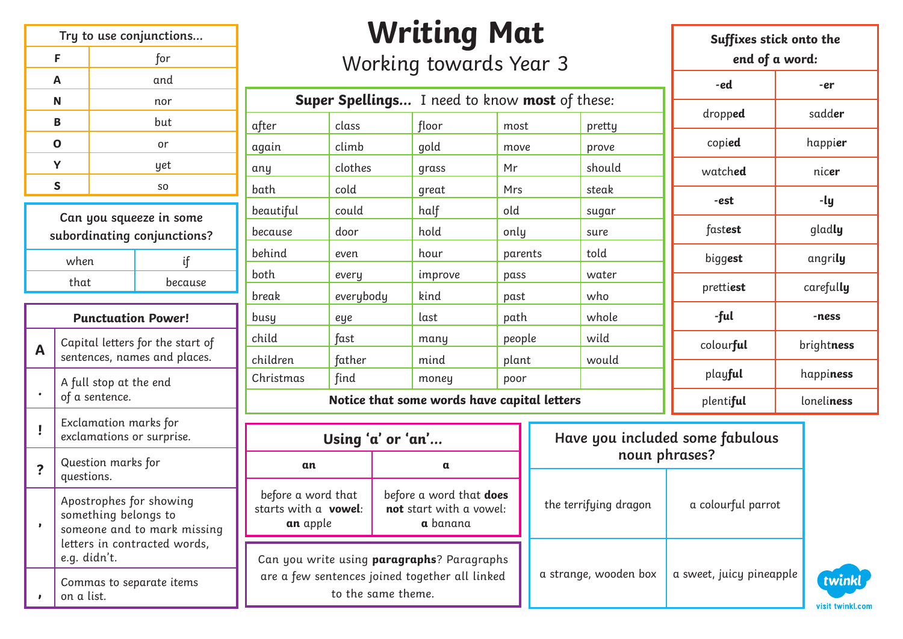# Writing Mat

## Working towards Year 3

| Try to use conjunctions... | |
|---|---|
| **F** | for |
| **A** | and |
| **N** | nor |
| **B** | but |
| **O** | or |
| **Y** | yet |
| **S** | so |

| Can you squeeze in some subordinating conjunctions? | |
|---|---|
| when | if |
| that | because |

| Punctuation Power! | |
|---|---|
| **A** | Capital letters for the start of sentences, names and places. |
| **.** | A full stop at the end of a sentence. |
| **!** | Exclamation marks for exclamations or surprise. |
| **?** | Question marks for questions. |
| **'** | Apostrophes for showing something belongs to someone and to mark missing letters in contracted words, e.g. didn't. |
| **,** | Commas to separate items on a list. |

**Super Spellings...** I need to know **most** of these:

| | | | | |
|---|---|---|---|---|
| after | class | floor | most | pretty |
| again | climb | gold | move | prove |
| any | clothes | grass | Mr | should |
| bath | cold | great | Mrs | steak |
| beautiful | could | half | old | sugar |
| because | door | hold | only | sure |
| behind | even | hour | parents | told |
| both | every | improve | pass | water |
| break | everybody | kind | past | who |
| busy | eye | last | path | whole |
| child | fast | many | people | wild |
| children | father | mind | plant | would |
| Christmas | find | money | poor | |

**Notice that some words have capital letters**

| Suffixes stick onto the end of a word: | |
|---|---|
| **-ed** | **-er** |
| dropp**ed** | sadd**er** |
| copi**ed** | happi**er** |
| watch**ed** | nic**er** |
| **-est** | **-ly** |
| fast**est** | glad**ly** |
| bigg**est** | angri**ly** |
| pretti**est** | careful**ly** |
| **-ful** | **-ness** |
| colour**ful** | bright**ness** |
| play**ful** | happi**ness** |
| plenti**ful** | loneli**ness** |

| Using 'a' or 'an'... | |
|---|---|
| **an** | **a** |
| before a word that starts with a **vowel**: **an** apple | before a word that **does not** start with a vowel: **a** banana |

Can you write using **paragraphs**? Paragraphs are a few sentences joined together all linked to the same theme.

| Have you included some fabulous noun phrases? | |
|---|---|
| the terrifying dragon | a colourful parrot |
| a strange, wooden box | a sweet, juicy pineapple |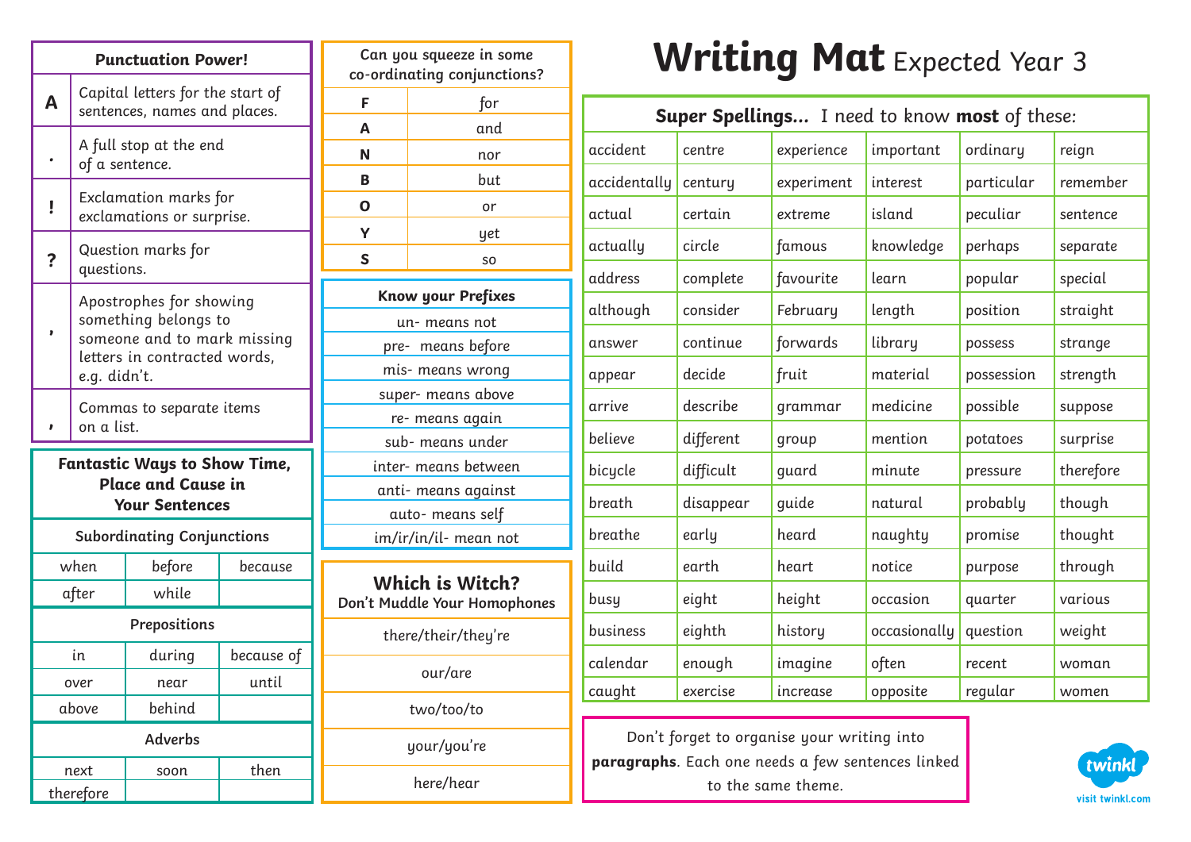# Writing Mat Expected Year 3

## Punctuation Power!

| | |
|---|---|
| A | Capital letters for the start of sentences, names and places. |
| . | A full stop at the end of a sentence. |
| ! | Exclamation marks for exclamations or surprise. |
| ? | Question marks for questions. |
| ' | Apostrophes for showing something belongs to someone and to mark missing letters in contracted words, e.g. didn't. |
| , | Commas to separate items on a list. |

## Fantastic Ways to Show Time, Place and Cause in Your Sentences

**Subordinating Conjunctions**

| | | |
|---|---|---|
| when | before | because |
| after | while | |

**Prepositions**

| | | |
|---|---|---|
| in | during | because of |
| over | near | until |
| above | behind | |

**Adverbs**

| | | |
|---|---|---|
| next | soon | then |
| therefore | | |

## Can you squeeze in some co-ordinating conjunctions?

| | |
|---|---|
| F | for |
| A | and |
| N | nor |
| B | but |
| O | or |
| Y | yet |
| S | so |

## Know your Prefixes

- un- means not
- pre- means before
- mis- means wrong
- super- means above
- re- means again
- sub- means under
- inter- means between
- anti- means against
- auto- means self
- im/ir/in/il- mean not

## Which is Witch?
**Don't Muddle Your Homophones**

- there/their/they're
- our/are
- two/too/to
- your/you're
- here/hear

## Super Spellings... I need to know **most** of these:

| | | | | | |
|---|---|---|---|---|---|
| accident | centre | experience | important | ordinary | reign |
| accidentally | century | experiment | interest | particular | remember |
| actual | certain | extreme | island | peculiar | sentence |
| actually | circle | famous | knowledge | perhaps | separate |
| address | complete | favourite | learn | popular | special |
| although | consider | February | length | position | straight |
| answer | continue | forwards | library | possess | strange |
| appear | decide | fruit | material | possession | strength |
| arrive | describe | grammar | medicine | possible | suppose |
| believe | different | group | mention | potatoes | surprise |
| bicycle | difficult | guard | minute | pressure | therefore |
| breath | disappear | guide | natural | probably | though |
| breathe | early | heard | naughty | promise | thought |
| build | earth | heart | notice | purpose | through |
| busy | eight | height | occasion | quarter | various |
| business | eighth | history | occasionally | question | weight |
| calendar | enough | imagine | often | recent | woman |
| caught | exercise | increase | opposite | regular | women |

Don't forget to organise your writing into **paragraphs**. Each one needs a few sentences linked to the same theme.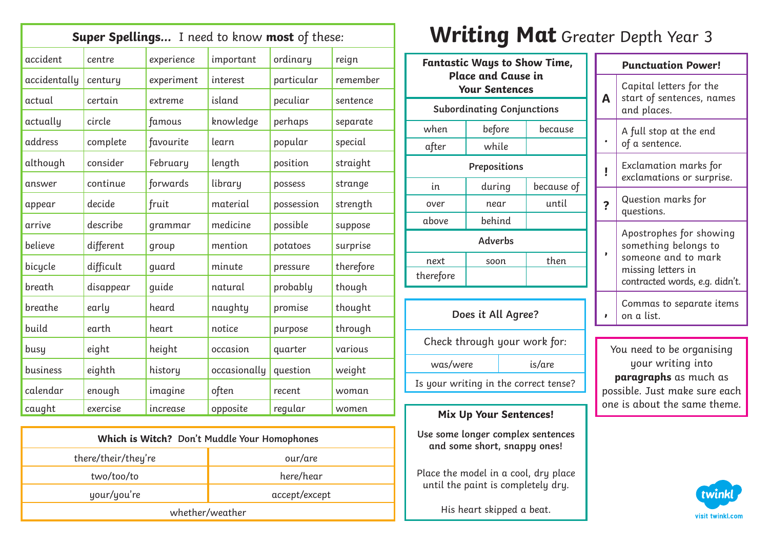# Writing Mat Greater Depth Year 3

| **Super Spellings...** I need to know **most** of these: | | | | | |
|---|---|---|---|---|---|
| accident | centre | experience | important | ordinary | reign |
| accidentally | century | experiment | interest | particular | remember |
| actual | certain | extreme | island | peculiar | sentence |
| actually | circle | famous | knowledge | perhaps | separate |
| address | complete | favourite | learn | popular | special |
| although | consider | February | length | position | straight |
| answer | continue | forwards | library | possess | strange |
| appear | decide | fruit | material | possession | strength |
| arrive | describe | grammar | medicine | possible | suppose |
| believe | different | group | mention | potatoes | surprise |
| bicycle | difficult | guard | minute | pressure | therefore |
| breath | disappear | guide | natural | probably | though |
| breathe | early | heard | naughty | promise | thought |
| build | earth | heart | notice | purpose | through |
| busy | eight | height | occasion | quarter | various |
| business | eighth | history | occasionally | question | weight |
| calendar | enough | imagine | often | recent | woman |
| caught | exercise | increase | opposite | regular | women |

| **Which is Witch?** Don't Muddle Your Homophones | |
|---|---|
| there/their/they're | our/are |
| two/too/to | here/hear |
| your/you're | accept/except |
| whether/weather | |

| **Fantastic Ways to Show Time, Place and Cause in Your Sentences** | | |
|---|---|---|
| **Subordinating Conjunctions** | | |
| when | before | because |
| after | while | |
| **Prepositions** | | |
| in | during | because of |
| over | near | until |
| above | behind | |
| **Adverbs** | | |
| next | soon | then |
| therefore | | |

| **Does it All Agree?** | |
|---|---|
| Check through your work for: | |
| was/were | is/are |
| Is your writing in the correct tense? | |

**Mix Up Your Sentences!**

**Use some longer complex sentences and some short, snappy ones!**

Place the model in a cool, dry place until the paint is completely dry.

His heart skipped a beat.

| **Punctuation Power!** | |
|---|---|
| A | Capital letters for the start of sentences, names and places. |
| . | A full stop at the end of a sentence. |
| ! | Exclamation marks for exclamations or surprise. |
| ? | Question marks for questions. |
| ' | Apostrophes for showing something belongs to someone and to mark missing letters in contracted words, e.g. didn't. |
| , | Commas to separate items on a list. |

You need to be organising your writing into **paragraphs** as much as possible. Just make sure each one is about the same theme.

twinkl
visit twinkl.com